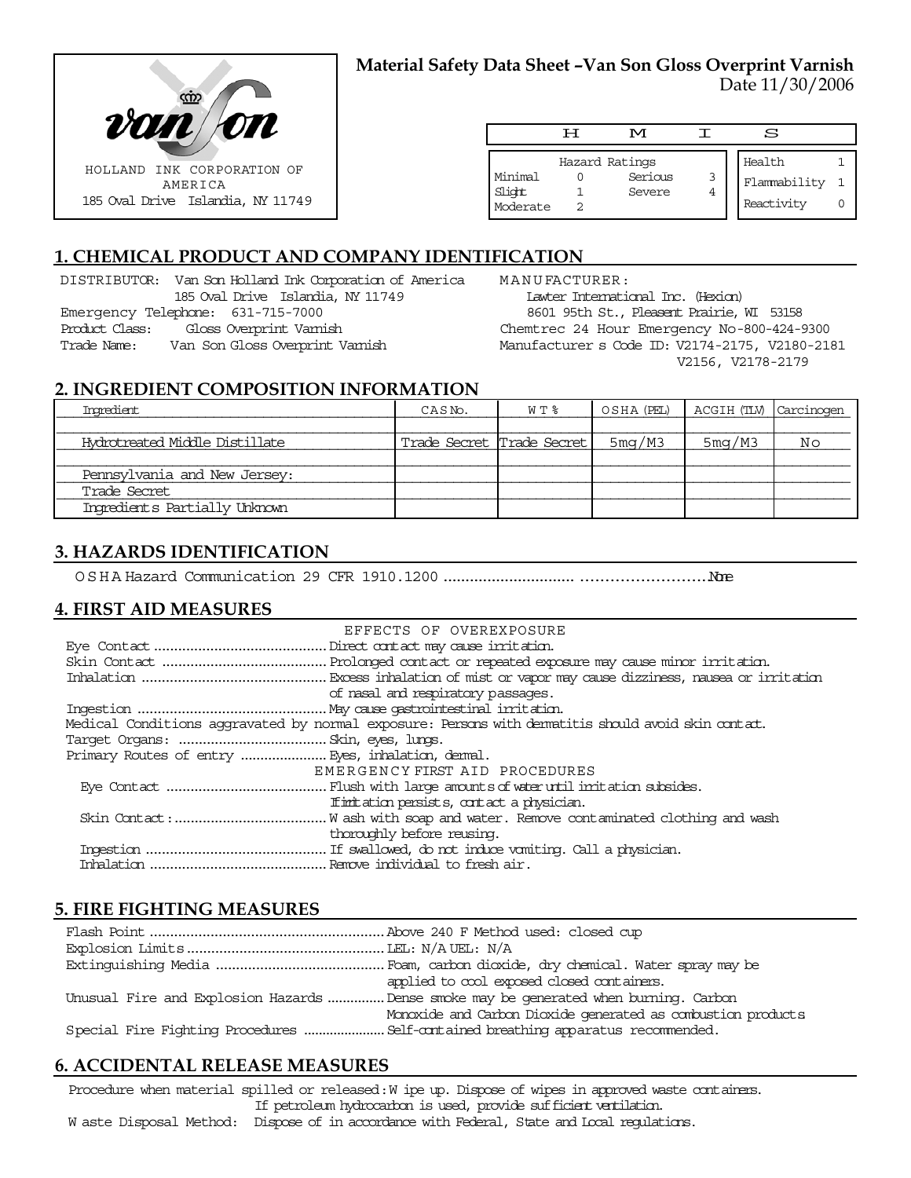HOLLAND INK CORPORATION OF AMERICA
185 Oval Drive Islandia, NY 11749

**Material Safety Data Sheet –Van Son Gloss Overprint Varnish**
Date 11/30/2006

| H | M | I | S | | |
|---|---|---|---|---|---|
| Hazard Ratings | | | | Health | 1 |
| Minimal | 0 | Serious | 3 | Flammability | 1 |
| Slight | 1 | Severe | 4 | Reactivity | 0 |
| Moderate | 2 | | | | |

## 1. CHEMICAL PRODUCT AND COMPANY IDENTIFICATION

DISTRIBUTOR: Van Son Holland Ink Corporation of America
185 Oval Drive Islandia, NY 11749
Emergency Telephone: 631-715-7000
Product Class: Gloss Overprint Varnish
Trade Name: Van Son Gloss Overprint Varnish

MANUFACTURER:
Lawter International Inc. (Hexion)
8601 95th St., Pleasent Prairie, WI 53158
Chemtrec 24 Hour Emergency No-800-424-9300
Manufacturer s Code ID: V2174-2175, V2180-2181
V2156, V2178-2179

## 2. INGREDIENT COMPOSITION INFORMATION

| Ingredient | CAS No. | WT % | OSHA (PEL) | ACGIH (TLV) | Carcinogen |
|---|---|---|---|---|---|
| Hydrotreated Middle Distillate | Trade Secret | Trade Secret | 5mg/M3 | 5mg/M3 | No |
| Pennsylvania and New Jersey: | | | | | |
| Trade Secret | | | | | |
| Ingredients Partially Unknown | | | | | |

## 3. HAZARDS IDENTIFICATION

OSHA Hazard Communication 29 CFR 1910.1200 ............................................................None

## 4. FIRST AID MEASURES

EFFECTS OF OVEREXPOSURE

Eye Contact ............................................ Direct contact may cause irritation.
Skin Contact ........................................... Prolonged contact or repeated exposure may cause minor irritation.
Inhalation ................................................ Excess inhalation of mist or vapor may cause dizziness, nausea or irritation of nasal and respiratory passages.
Ingestion ................................................. May cause gastrointestinal irritation.
Medical Conditions aggravated by normal exposure: Persons with dermatitis should avoid skin contact.
Target Organs: ....................................... Skin, eyes, lungs.
Primary Routes of entry ......................... Eyes, inhalation, dermal.

EMERGENCY FIRST AID PROCEDURES

Eye Contact ........................................... Flush with large amounts of water until irritation subsides. If irritation persists, contact a physician.
Skin Contact: .......................................... Wash with soap and water. Remove contaminated clothing and wash thoroughly before reusing.
Ingestion ................................................ If swallowed, do not induce vomiting. Call a physician.
Inhalation .............................................. Remove individual to fresh air.

## 5. FIRE FIGHTING MEASURES

Flash Point ............................................................ Above 240 F Method used: closed cup
Explosion Limits ................................................... LEL: N/A UEL: N/A
Extinguishing Media ............................................ Foam, carbon dioxide, dry chemical. Water spray may be applied to cool exposed closed containers.
Unusual Fire and Explosion Hazards .............. Dense smoke may be generated when burning. Carbon Monoxide and Carbon Dioxide generated as combustion products
Special Fire Fighting Procedures ..................... Self-contained breathing apparatus recommended.

## 6. ACCIDENTAL RELEASE MEASURES

Procedure when material spilled or released: Wipe up. Dispose of wipes in approved waste containers. If petroleum hydrocarbon is used, provide sufficient ventilation.
Waste Disposal Method: Dispose of in accordance with Federal, State and Local regulations.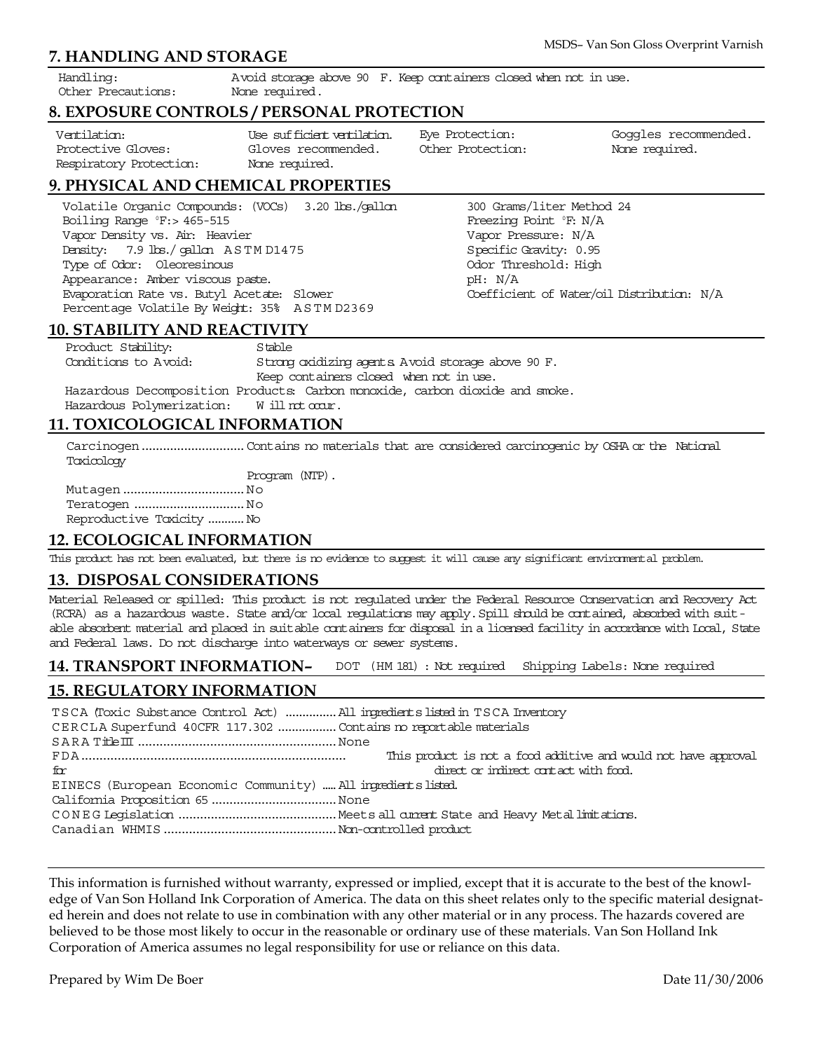## 7. HANDLING AND STORAGE

| | |
|---|---|
| Handling: | Avoid storage above 90 F. Keep containers closed when not in use. |
| Other Precautions: | None required. |

## 8. EXPOSURE CONTROLS / PERSONAL PROTECTION

| | | | |
|---|---|---|---|
| Ventilation: | Use sufficient ventilation. | Eye Protection: | Goggles recommended. |
| Protective Gloves: | Gloves recommended. | Other Protection: | None required. |
| Respiratory Protection: | None required. | | |

## 9. PHYSICAL AND CHEMICAL PROPERTIES

| | |
|---|---|
| Volatile Organic Compounds: (VOCs) 3.20 lbs./gallon | 300 Grams/liter Method 24 |
| Boiling Range °F:> 465-515 | Freezing Point °F: N/A |
| Vapor Density vs. Air: Heavier | Vapor Pressure: N/A |
| Density: 7.9 lbs./gallon ASTM D1475 | Specific Gravity: 0.95 |
| Type of Odor: Oleoresinous | Odor Threshold: High |
| Appearance: Amber viscous paste. | pH: N/A |
| Evaporation Rate vs. Butyl Acetate: Slower | Coefficient of Water/oil Distribution: N/A |
| Percentage Volatile By Weight: 35% ASTM D2369 | |

## 10. STABILITY AND REACTIVITY

Product Stability: Stable

Conditions to Avoid: Strong oxidizing agents. Avoid storage above 90 F. Keep containers closed when not in use.

Hazardous Decomposition Products: Carbon monoxide, carbon dioxide and smoke.

Hazardous Polymerization: Will not occur.

## 11. TOXICOLOGICAL INFORMATION

Carcinogen ............................ Contains no materials that are considered carcinogenic by OSHA or the National Toxicology Program (NTP).

Mutagen ................................. No

Teratogen ............................... No

Reproductive Toxicity ........... No

## 12. ECOLOGICAL INFORMATION

This product has not been evaluated, but there is no evidence to suggest it will cause any significant environmental problem.

## 13. DISPOSAL CONSIDERATIONS

Material Released or spilled: This product is not regulated under the Federal Resource Conservation and Recovery Act (RCRA) as a hazardous waste. State and/or local regulations may apply. Spill should be contained, absorbed with suitable absorbent material and placed in suitable containers for disposal in a licensed facility in accordance with Local, State and Federal laws. Do not discharge into waterways or sewer systems.

## 14. TRANSPORT INFORMATION– DOT (HM 181) : Not required Shipping Labels: None required

## 15. REGULATORY INFORMATION

TSCA (Toxic Substance Control Act) ............... All ingredients listed in TSCA Inventory

CERCLA Superfund 40CFR 117.302 ................ Contains no reportable materials

SARA Title III ........................................................ None

FDA ......................................................................... This product is not a food additive and would not have approval for direct or indirect contact with food.

EINECS (European Economic Community) ..... All ingredients listed.

California Proposition 65 .................................. None

CONEG Legislation ........................................... Meets all current State and Heavy Metal limitations.

Canadian WHMIS ............................................... Non-controlled product

---

This information is furnished without warranty, expressed or implied, except that it is accurate to the best of the knowledge of Van Son Holland Ink Corporation of America. The data on this sheet relates only to the specific material designated herein and does not relate to use in combination with any other material or in any process. The hazards covered are believed to be those most likely to occur in the reasonable or ordinary use of these materials. Van Son Holland Ink Corporation of America assumes no legal responsibility for use or reliance on this data.

Prepared by Wim De Boer

Date 11/30/2006